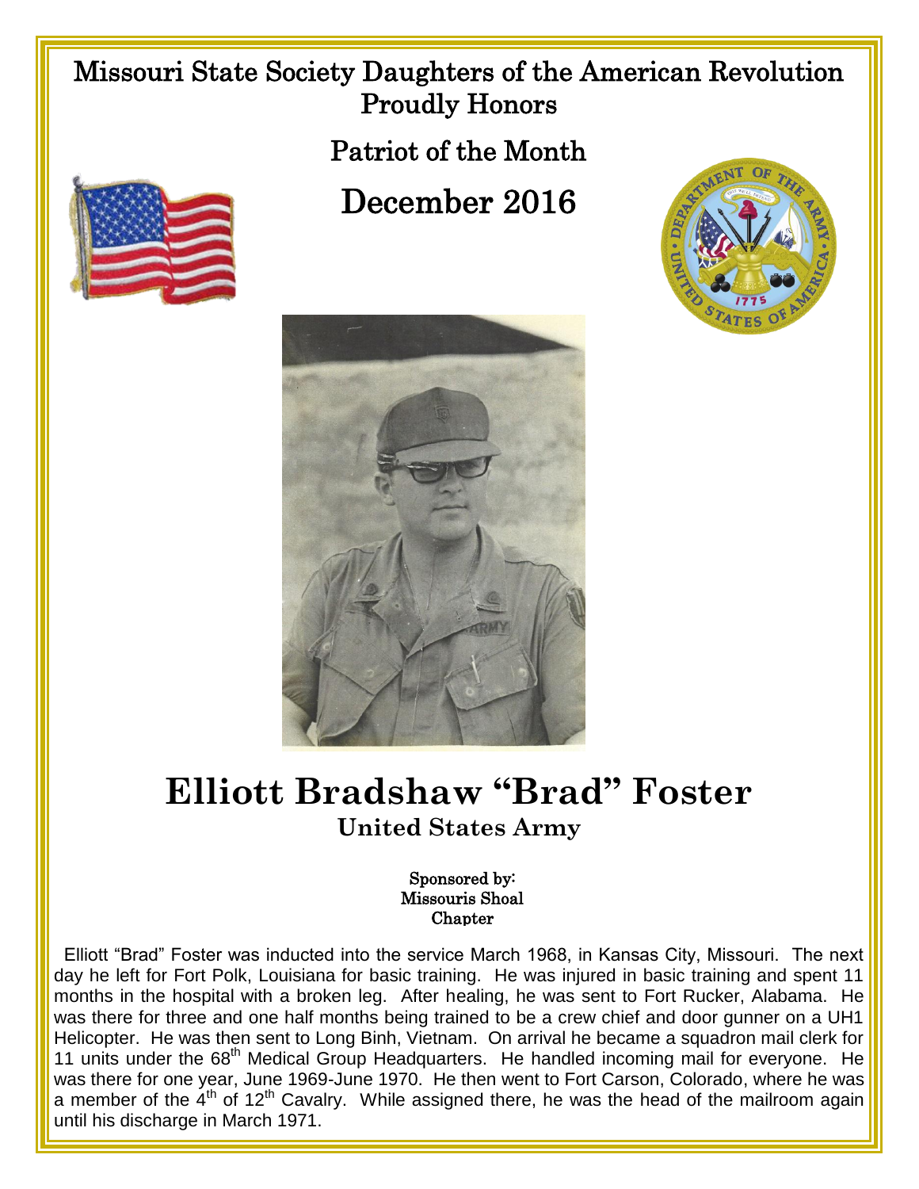Missouri State Society Daughters of the American Revolution
Proudly Honors

Patriot of the Month

December 2016

# Elliott Bradshaw "Brad" Foster

## United States Army

Sponsored by:
Missouris Shoal
Chapter

Elliott "Brad" Foster was inducted into the service March 1968, in Kansas City, Missouri. The next day he left for Fort Polk, Louisiana for basic training. He was injured in basic training and spent 11 months in the hospital with a broken leg. After healing, he was sent to Fort Rucker, Alabama. He was there for three and one half months being trained to be a crew chief and door gunner on a UH1 Helicopter. He was then sent to Long Binh, Vietnam. On arrival he became a squadron mail clerk for 11 units under the 68th Medical Group Headquarters. He handled incoming mail for everyone. He was there for one year, June 1969-June 1970. He then went to Fort Carson, Colorado, where he was a member of the 4th of 12th Cavalry. While assigned there, he was the head of the mailroom again until his discharge in March 1971.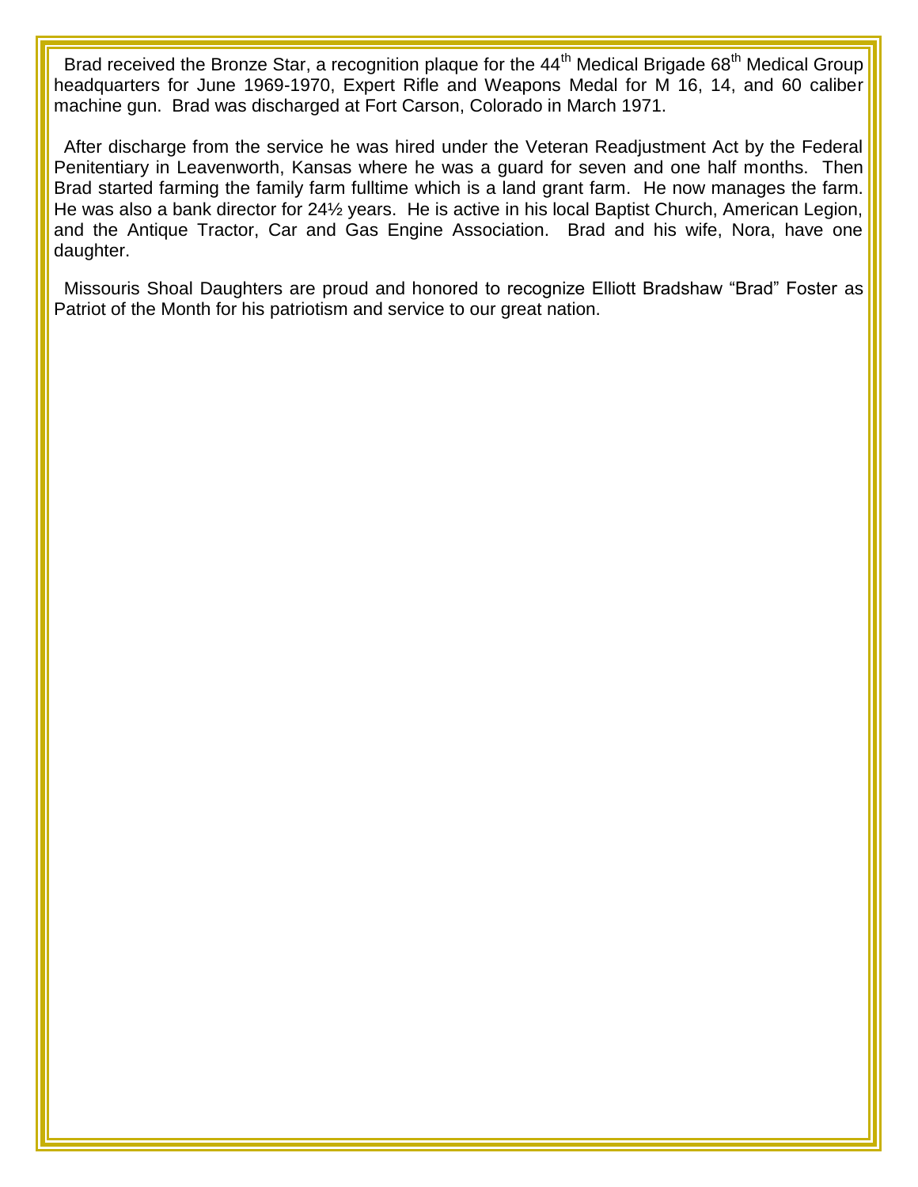Brad received the Bronze Star, a recognition plaque for the 44th Medical Brigade 68th Medical Group headquarters for June 1969-1970, Expert Rifle and Weapons Medal for M 16, 14, and 60 caliber machine gun. Brad was discharged at Fort Carson, Colorado in March 1971.

After discharge from the service he was hired under the Veteran Readjustment Act by the Federal Penitentiary in Leavenworth, Kansas where he was a guard for seven and one half months. Then Brad started farming the family farm fulltime which is a land grant farm. He now manages the farm. He was also a bank director for 24½ years. He is active in his local Baptist Church, American Legion, and the Antique Tractor, Car and Gas Engine Association. Brad and his wife, Nora, have one daughter.

Missouris Shoal Daughters are proud and honored to recognize Elliott Bradshaw "Brad" Foster as Patriot of the Month for his patriotism and service to our great nation.